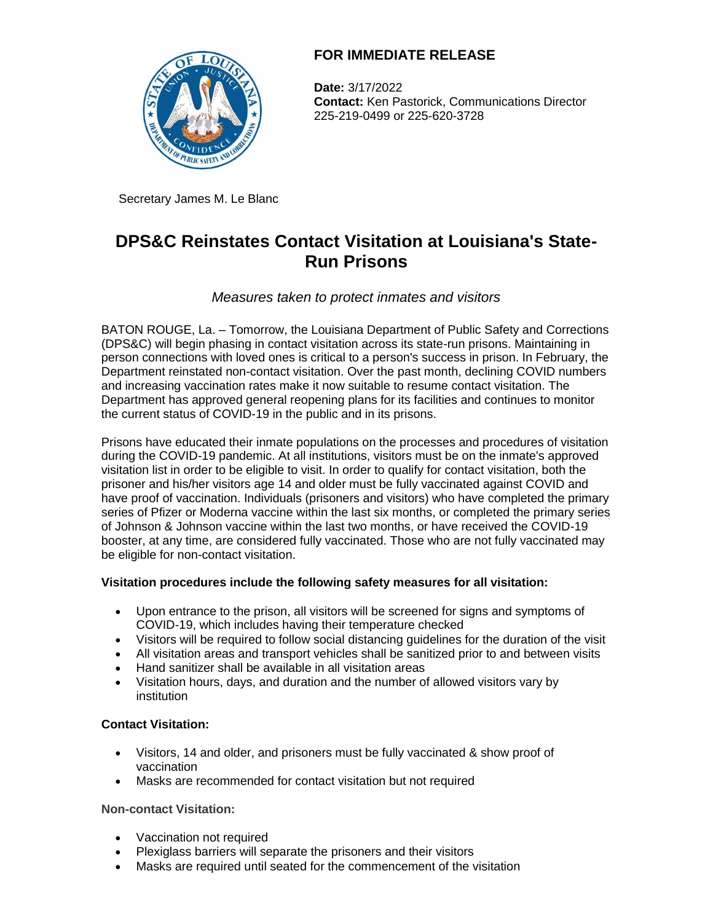**FOR IMMEDIATE RELEASE**

**Date:** 3/17/2022
**Contact:** Ken Pastorick, Communications Director
225-219-0499 or 225-620-3728

Secretary James M. Le Blanc

# DPS&C Reinstates Contact Visitation at Louisiana's State-Run Prisons

*Measures taken to protect inmates and visitors*

BATON ROUGE, La. – Tomorrow, the Louisiana Department of Public Safety and Corrections (DPS&C) will begin phasing in contact visitation across its state-run prisons. Maintaining in person connections with loved ones is critical to a person's success in prison. In February, the Department reinstated non-contact visitation. Over the past month, declining COVID numbers and increasing vaccination rates make it now suitable to resume contact visitation. The Department has approved general reopening plans for its facilities and continues to monitor the current status of COVID-19 in the public and in its prisons.

Prisons have educated their inmate populations on the processes and procedures of visitation during the COVID-19 pandemic. At all institutions, visitors must be on the inmate's approved visitation list in order to be eligible to visit. In order to qualify for contact visitation, both the prisoner and his/her visitors age 14 and older must be fully vaccinated against COVID and have proof of vaccination. Individuals (prisoners and visitors) who have completed the primary series of Pfizer or Moderna vaccine within the last six months, or completed the primary series of Johnson & Johnson vaccine within the last two months, or have received the COVID-19 booster, at any time, are considered fully vaccinated. Those who are not fully vaccinated may be eligible for non-contact visitation.

**Visitation procedures include the following safety measures for all visitation:**

- Upon entrance to the prison, all visitors will be screened for signs and symptoms of COVID-19, which includes having their temperature checked
- Visitors will be required to follow social distancing guidelines for the duration of the visit
- All visitation areas and transport vehicles shall be sanitized prior to and between visits
- Hand sanitizer shall be available in all visitation areas
- Visitation hours, days, and duration and the number of allowed visitors vary by institution

**Contact Visitation:**

- Visitors, 14 and older, and prisoners must be fully vaccinated & show proof of vaccination
- Masks are recommended for contact visitation but not required

**Non-contact Visitation:**

- Vaccination not required
- Plexiglass barriers will separate the prisoners and their visitors
- Masks are required until seated for the commencement of the visitation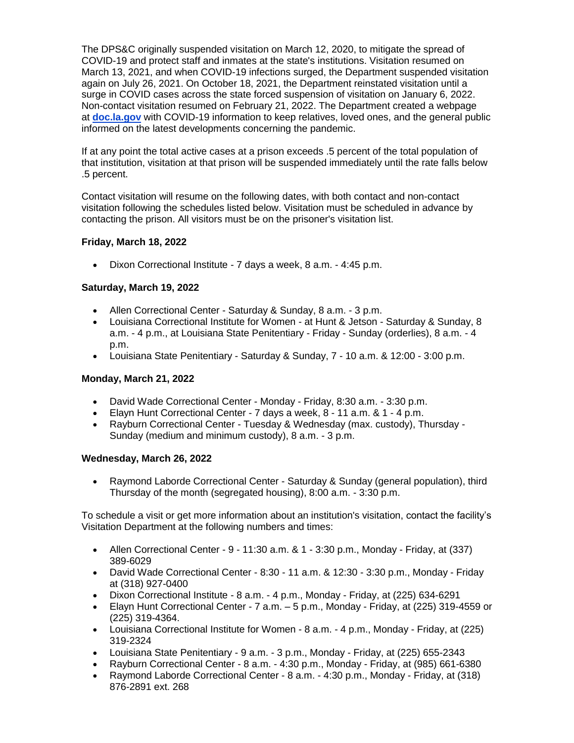The DPS&C originally suspended visitation on March 12, 2020, to mitigate the spread of COVID-19 and protect staff and inmates at the state's institutions. Visitation resumed on March 13, 2021, and when COVID-19 infections surged, the Department suspended visitation again on July 26, 2021. On October 18, 2021, the Department reinstated visitation until a surge in COVID cases across the state forced suspension of visitation on January 6, 2022. Non-contact visitation resumed on February 21, 2022. The Department created a webpage at **doc.la.gov** with COVID-19 information to keep relatives, loved ones, and the general public informed on the latest developments concerning the pandemic.

If at any point the total active cases at a prison exceeds .5 percent of the total population of that institution, visitation at that prison will be suspended immediately until the rate falls below .5 percent.

Contact visitation will resume on the following dates, with both contact and non-contact visitation following the schedules listed below. Visitation must be scheduled in advance by contacting the prison. All visitors must be on the prisoner's visitation list.

**Friday, March 18, 2022**

- Dixon Correctional Institute - 7 days a week, 8 a.m. - 4:45 p.m.

**Saturday, March 19, 2022**

- Allen Correctional Center - Saturday & Sunday, 8 a.m. - 3 p.m.
- Louisiana Correctional Institute for Women - at Hunt & Jetson - Saturday & Sunday, 8 a.m. - 4 p.m., at Louisiana State Penitentiary - Friday - Sunday (orderlies), 8 a.m. - 4 p.m.
- Louisiana State Penitentiary - Saturday & Sunday, 7 - 10 a.m. & 12:00 - 3:00 p.m.

**Monday, March 21, 2022**

- David Wade Correctional Center - Monday - Friday, 8:30 a.m. - 3:30 p.m.
- Elayn Hunt Correctional Center - 7 days a week, 8 - 11 a.m. & 1 - 4 p.m.
- Rayburn Correctional Center - Tuesday & Wednesday (max. custody), Thursday - Sunday (medium and minimum custody), 8 a.m. - 3 p.m.

**Wednesday, March 26, 2022**

- Raymond Laborde Correctional Center - Saturday & Sunday (general population), third Thursday of the month (segregated housing), 8:00 a.m. - 3:30 p.m.

To schedule a visit or get more information about an institution's visitation, contact the facility's Visitation Department at the following numbers and times:

- Allen Correctional Center - 9 - 11:30 a.m. & 1 - 3:30 p.m., Monday - Friday, at (337) 389-6029
- David Wade Correctional Center - 8:30 - 11 a.m. & 12:30 - 3:30 p.m., Monday - Friday at (318) 927-0400
- Dixon Correctional Institute - 8 a.m. - 4 p.m., Monday - Friday, at (225) 634-6291
- Elayn Hunt Correctional Center - 7 a.m. – 5 p.m., Monday - Friday, at (225) 319-4559 or (225) 319-4364.
- Louisiana Correctional Institute for Women - 8 a.m. - 4 p.m., Monday - Friday, at (225) 319-2324
- Louisiana State Penitentiary - 9 a.m. - 3 p.m., Monday - Friday, at (225) 655-2343
- Rayburn Correctional Center - 8 a.m. - 4:30 p.m., Monday - Friday, at (985) 661-6380
- Raymond Laborde Correctional Center - 8 a.m. - 4:30 p.m., Monday - Friday, at (318) 876-2891 ext. 268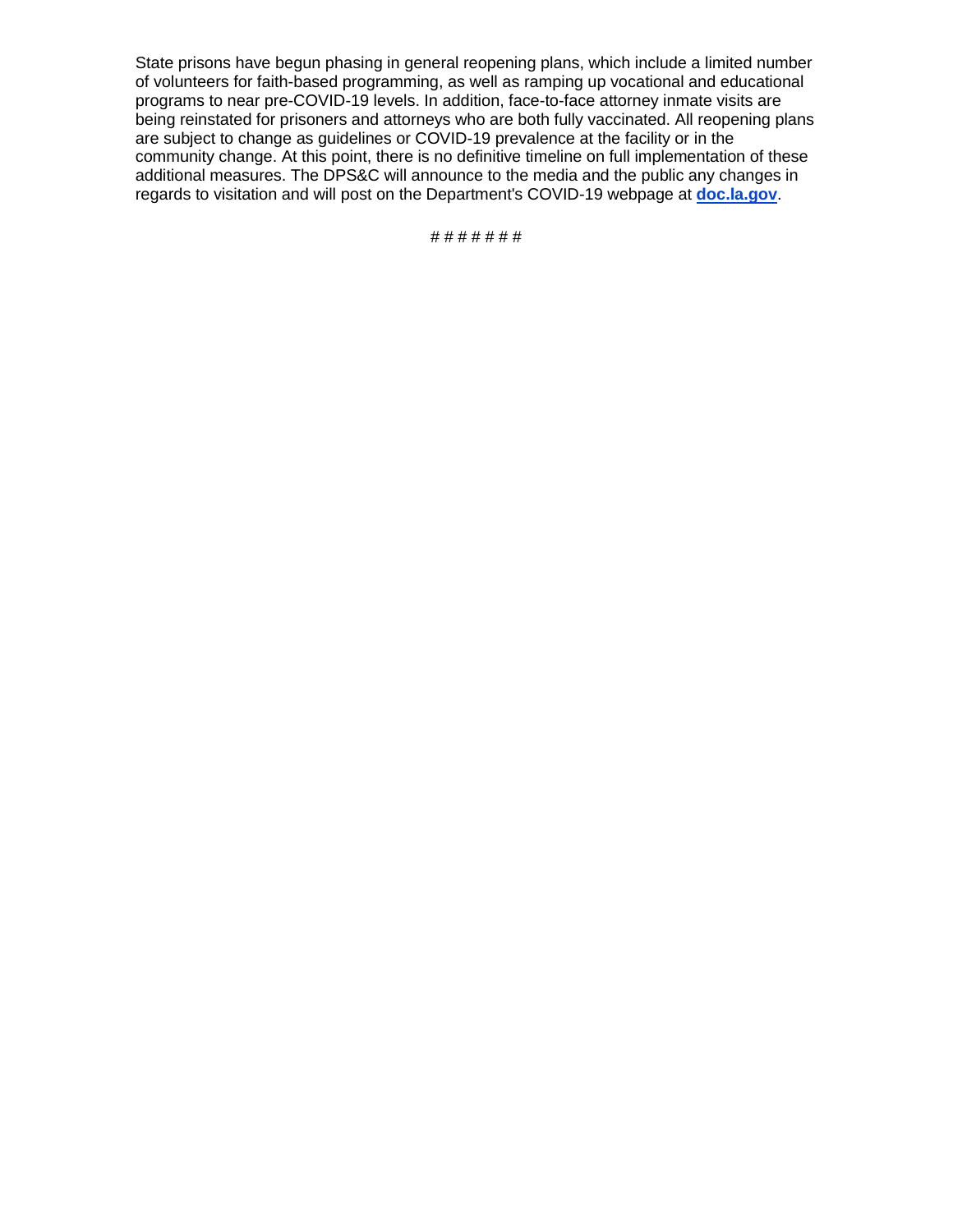State prisons have begun phasing in general reopening plans, which include a limited number of volunteers for faith-based programming, as well as ramping up vocational and educational programs to near pre-COVID-19 levels. In addition, face-to-face attorney inmate visits are being reinstated for prisoners and attorneys who are both fully vaccinated. All reopening plans are subject to change as guidelines or COVID-19 prevalence at the facility or in the community change. At this point, there is no definitive timeline on full implementation of these additional measures. The DPS&C will announce to the media and the public any changes in regards to visitation and will post on the Department's COVID-19 webpage at **[doc.la.gov](doc.la.gov)**.

# # # # # # #